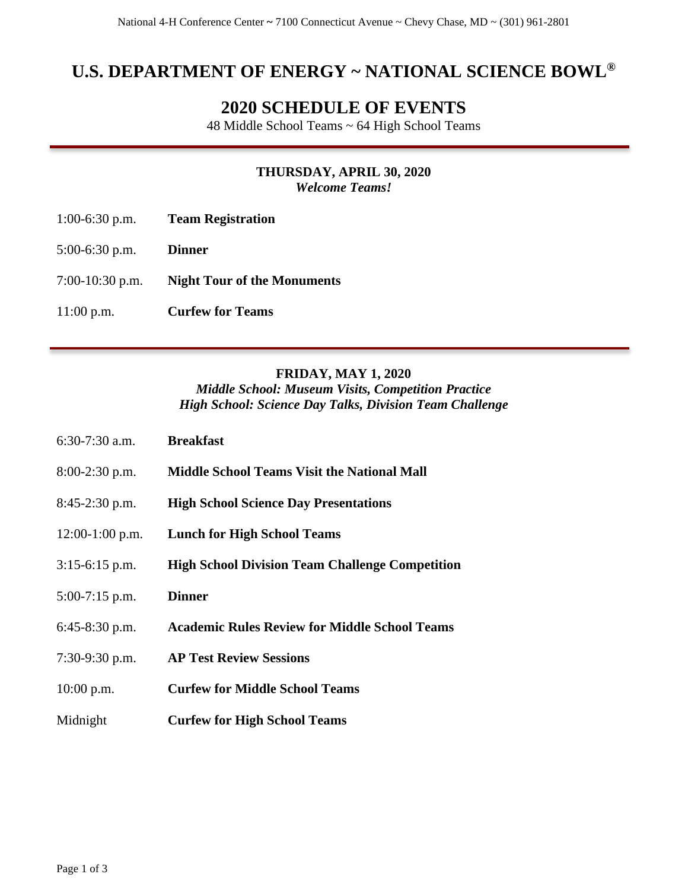National 4-H Conference Center ~ 7100 Connecticut Avenue ~ Chevy Chase, MD ~ (301) 961-2801

# U.S. DEPARTMENT OF ENERGY ~ NATIONAL SCIENCE BOWL®

## 2020 SCHEDULE OF EVENTS

48 Middle School Teams ~ 64 High School Teams

---

### THURSDAY, APRIL 30, 2020

***Welcome Teams!***

| | |
|---|---|
| 1:00-6:30 p.m. | **Team Registration** |
| 5:00-6:30 p.m. | **Dinner** |
| 7:00-10:30 p.m. | **Night Tour of the Monuments** |
| 11:00 p.m. | **Curfew for Teams** |

---

### FRIDAY, MAY 1, 2020

***Middle School: Museum Visits, Competition Practice***
***High School: Science Day Talks, Division Team Challenge***

| | |
|---|---|
| 6:30-7:30 a.m. | **Breakfast** |
| 8:00-2:30 p.m. | **Middle School Teams Visit the National Mall** |
| 8:45-2:30 p.m. | **High School Science Day Presentations** |
| 12:00-1:00 p.m. | **Lunch for High School Teams** |
| 3:15-6:15 p.m. | **High School Division Team Challenge Competition** |
| 5:00-7:15 p.m. | **Dinner** |
| 6:45-8:30 p.m. | **Academic Rules Review for Middle School Teams** |
| 7:30-9:30 p.m. | **AP Test Review Sessions** |
| 10:00 p.m. | **Curfew for Middle School Teams** |
| Midnight | **Curfew for High School Teams** |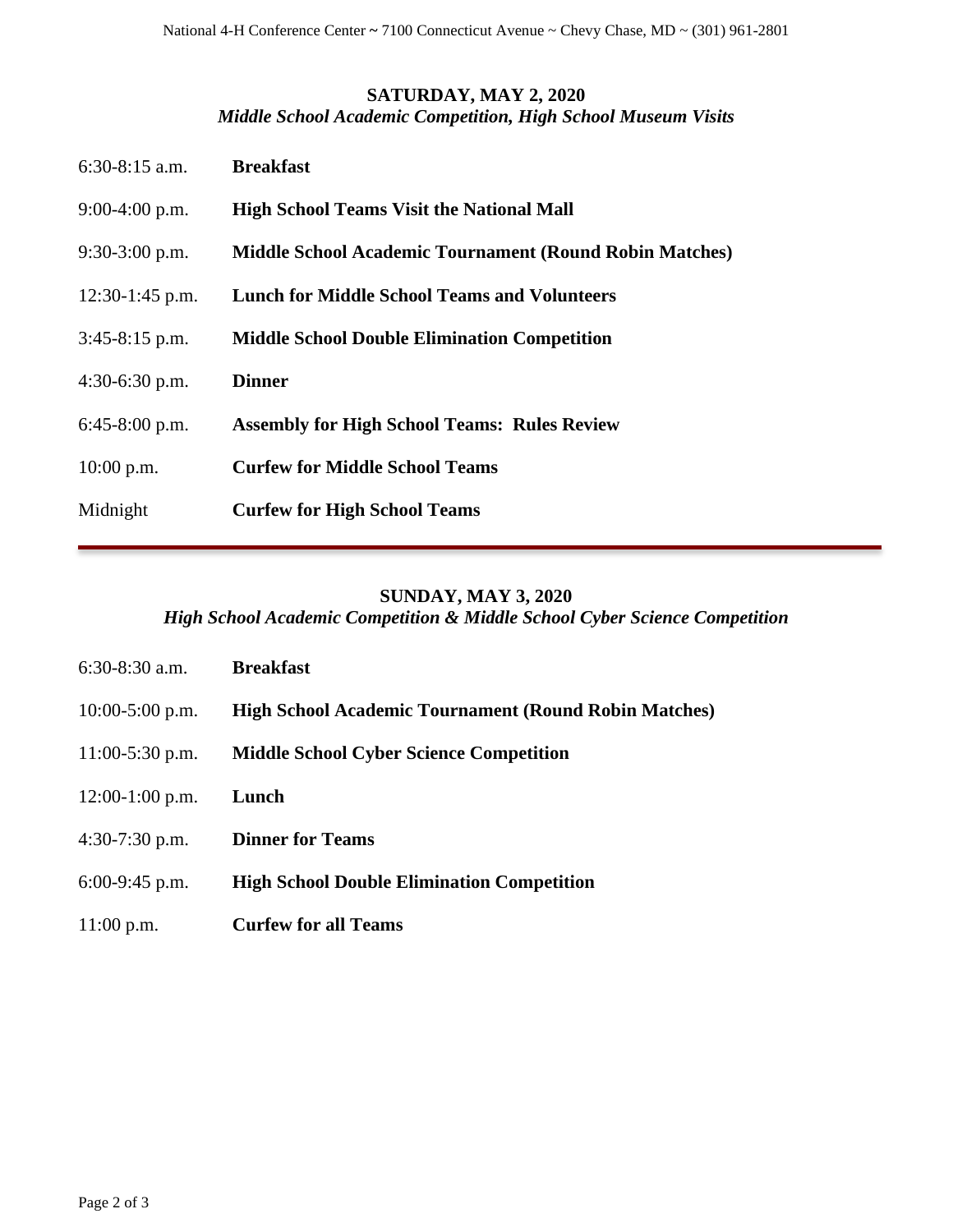## SATURDAY, MAY 2, 2020

*Middle School Academic Competition, High School Museum Visits*

| | |
|---|---|
| 6:30-8:15 a.m. | **Breakfast** |
| 9:00-4:00 p.m. | **High School Teams Visit the National Mall** |
| 9:30-3:00 p.m. | **Middle School Academic Tournament (Round Robin Matches)** |
| 12:30-1:45 p.m. | **Lunch for Middle School Teams and Volunteers** |
| 3:45-8:15 p.m. | **Middle School Double Elimination Competition** |
| 4:30-6:30 p.m. | **Dinner** |
| 6:45-8:00 p.m. | **Assembly for High School Teams: Rules Review** |
| 10:00 p.m. | **Curfew for Middle School Teams** |
| Midnight | **Curfew for High School Teams** |

---

## SUNDAY, MAY 3, 2020

*High School Academic Competition & Middle School Cyber Science Competition*

| | |
|---|---|
| 6:30-8:30 a.m. | **Breakfast** |
| 10:00-5:00 p.m. | **High School Academic Tournament (Round Robin Matches)** |
| 11:00-5:30 p.m. | **Middle School Cyber Science Competition** |
| 12:00-1:00 p.m. | **Lunch** |
| 4:30-7:30 p.m. | **Dinner for Teams** |
| 6:00-9:45 p.m. | **High School Double Elimination Competition** |
| 11:00 p.m. | **Curfew for all Teams** |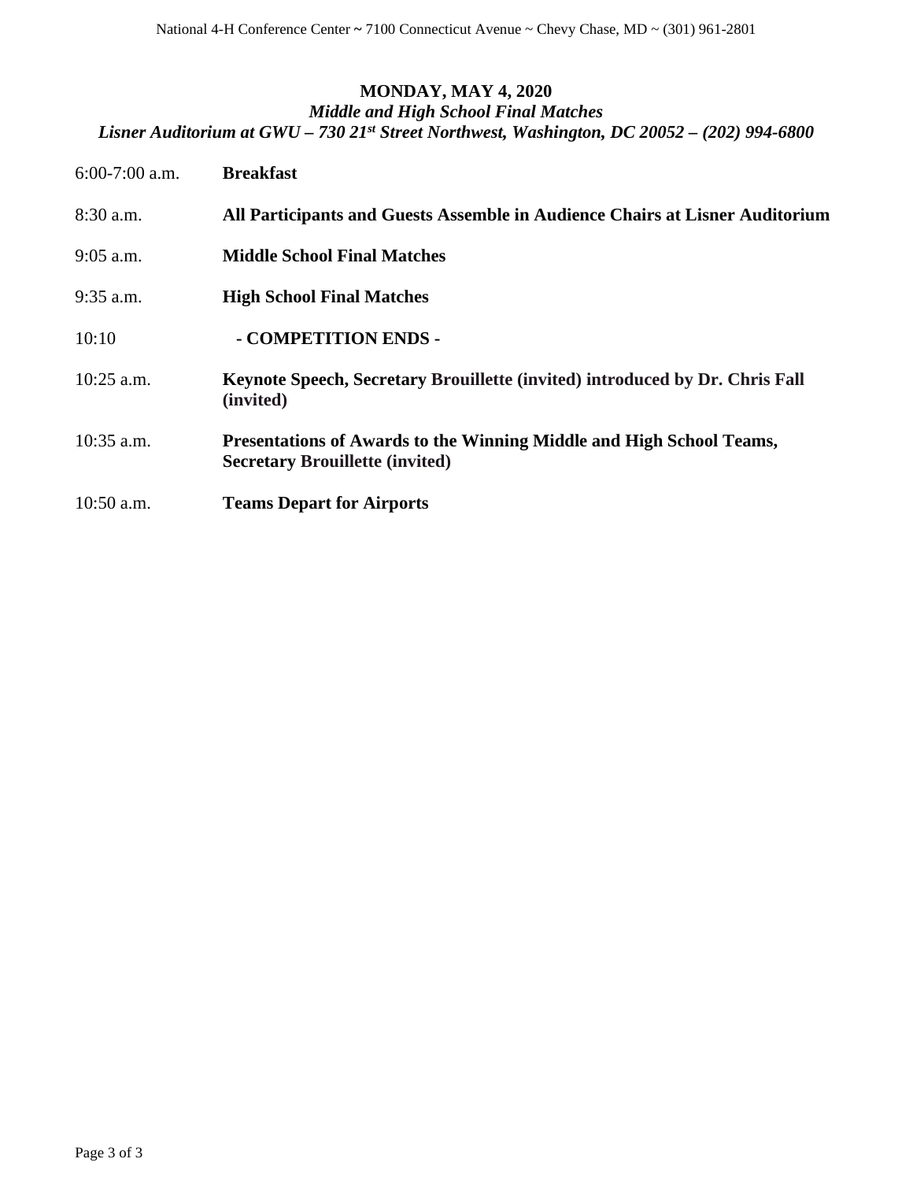## MONDAY, MAY 4, 2020

***Middle and High School Final Matches***

***Lisner Auditorium at GWU – 730 21st Street Northwest, Washington, DC 20052 – (202) 994-6800***

| | |
|---|---|
| 6:00-7:00 a.m. | **Breakfast** |
| 8:30 a.m. | **All Participants and Guests Assemble in Audience Chairs at Lisner Auditorium** |
| 9:05 a.m. | **Middle School Final Matches** |
| 9:35 a.m. | **High School Final Matches** |
| 10:10 | **- COMPETITION ENDS -** |
| 10:25 a.m. | **Keynote Speech, Secretary Brouillette (invited) introduced by Dr. Chris Fall (invited)** |
| 10:35 a.m. | **Presentations of Awards to the Winning Middle and High School Teams, Secretary Brouillette (invited)** |
| 10:50 a.m. | **Teams Depart for Airports** |